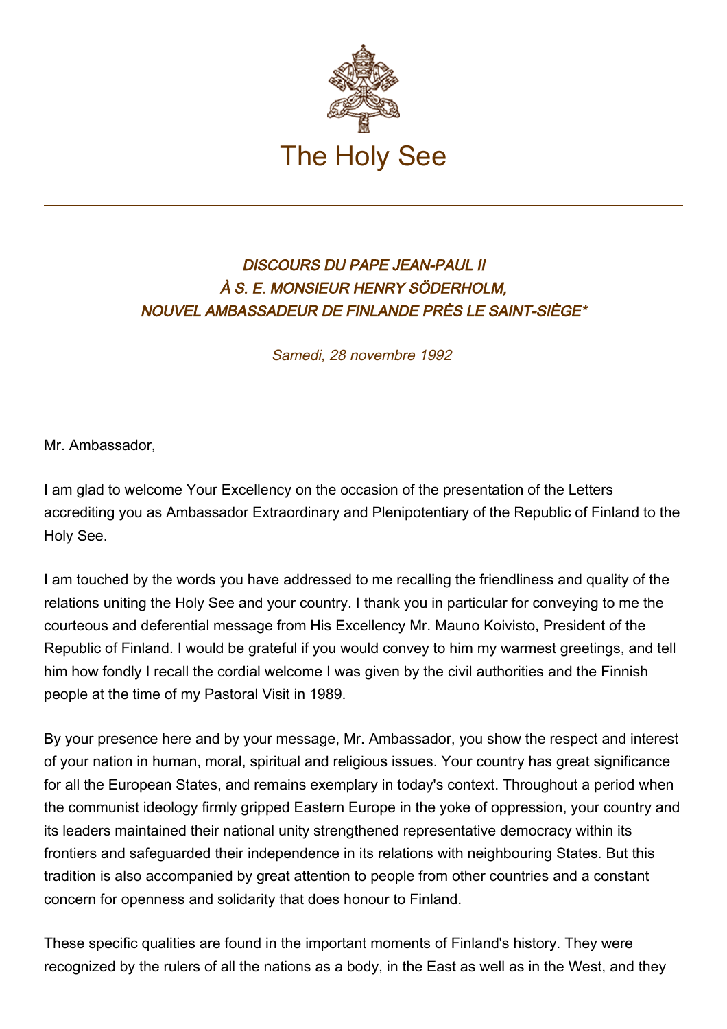# The Holy See

### *DISCOURS DU PAPE JEAN-PAUL II À S. E. MONSIEUR HENRY SÖDERHOLM, NOUVEL AMBASSADEUR DE FINLANDE PRÈS LE SAINT-SIÈGE\**

*Samedi, 28 novembre 1992*

Mr. Ambassador,

I am glad to welcome Your Excellency on the occasion of the presentation of the Letters accrediting you as Ambassador Extraordinary and Plenipotentiary of the Republic of Finland to the Holy See.

I am touched by the words you have addressed to me recalling the friendliness and quality of the relations uniting the Holy See and your country. I thank you in particular for conveying to me the courteous and deferential message from His Excellency Mr. Mauno Koivisto, President of the Republic of Finland. I would be grateful if you would convey to him my warmest greetings, and tell him how fondly I recall the cordial welcome I was given by the civil authorities and the Finnish people at the time of my Pastoral Visit in 1989.

By your presence here and by your message, Mr. Ambassador, you show the respect and interest of your nation in human, moral, spiritual and religious issues. Your country has great significance for all the European States, and remains exemplary in today's context. Throughout a period when the communist ideology firmly gripped Eastern Europe in the yoke of oppression, your country and its leaders maintained their national unity strengthened representative democracy within its frontiers and safeguarded their independence in its relations with neighbouring States. But this tradition is also accompanied by great attention to people from other countries and a constant concern for openness and solidarity that does honour to Finland.

These specific qualities are found in the important moments of Finland's history. They were recognized by the rulers of all the nations as a body, in the East as well as in the West, and they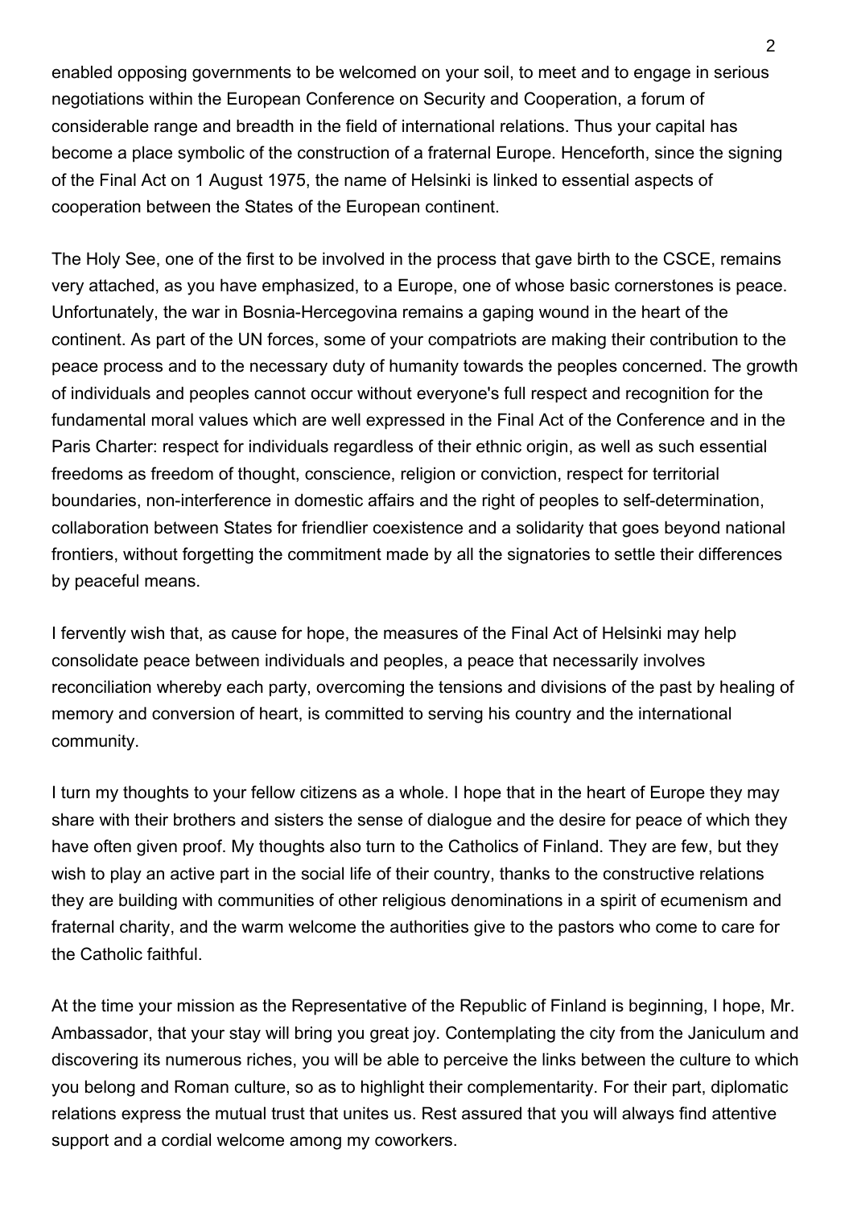enabled opposing governments to be welcomed on your soil, to meet and to engage in serious negotiations within the European Conference on Security and Cooperation, a forum of considerable range and breadth in the field of international relations. Thus your capital has become a place symbolic of the construction of a fraternal Europe. Henceforth, since the signing of the Final Act on 1 August 1975, the name of Helsinki is linked to essential aspects of cooperation between the States of the European continent.

The Holy See, one of the first to be involved in the process that gave birth to the CSCE, remains very attached, as you have emphasized, to a Europe, one of whose basic cornerstones is peace. Unfortunately, the war in Bosnia-Hercegovina remains a gaping wound in the heart of the continent. As part of the UN forces, some of your compatriots are making their contribution to the peace process and to the necessary duty of humanity towards the peoples concerned. The growth of individuals and peoples cannot occur without everyone's full respect and recognition for the fundamental moral values which are well expressed in the Final Act of the Conference and in the Paris Charter: respect for individuals regardless of their ethnic origin, as well as such essential freedoms as freedom of thought, conscience, religion or conviction, respect for territorial boundaries, non-interference in domestic affairs and the right of peoples to self-determination, collaboration between States for friendlier coexistence and a solidarity that goes beyond national frontiers, without forgetting the commitment made by all the signatories to settle their differences by peaceful means.

I fervently wish that, as cause for hope, the measures of the Final Act of Helsinki may help consolidate peace between individuals and peoples, a peace that necessarily involves reconciliation whereby each party, overcoming the tensions and divisions of the past by healing of memory and conversion of heart, is committed to serving his country and the international community.

I turn my thoughts to your fellow citizens as a whole. I hope that in the heart of Europe they may share with their brothers and sisters the sense of dialogue and the desire for peace of which they have often given proof. My thoughts also turn to the Catholics of Finland. They are few, but they wish to play an active part in the social life of their country, thanks to the constructive relations they are building with communities of other religious denominations in a spirit of ecumenism and fraternal charity, and the warm welcome the authorities give to the pastors who come to care for the Catholic faithful.

At the time your mission as the Representative of the Republic of Finland is beginning, I hope, Mr. Ambassador, that your stay will bring you great joy. Contemplating the city from the Janiculum and discovering its numerous riches, you will be able to perceive the links between the culture to which you belong and Roman culture, so as to highlight their complementarity. For their part, diplomatic relations express the mutual trust that unites us. Rest assured that you will always find attentive support and a cordial welcome among my coworkers.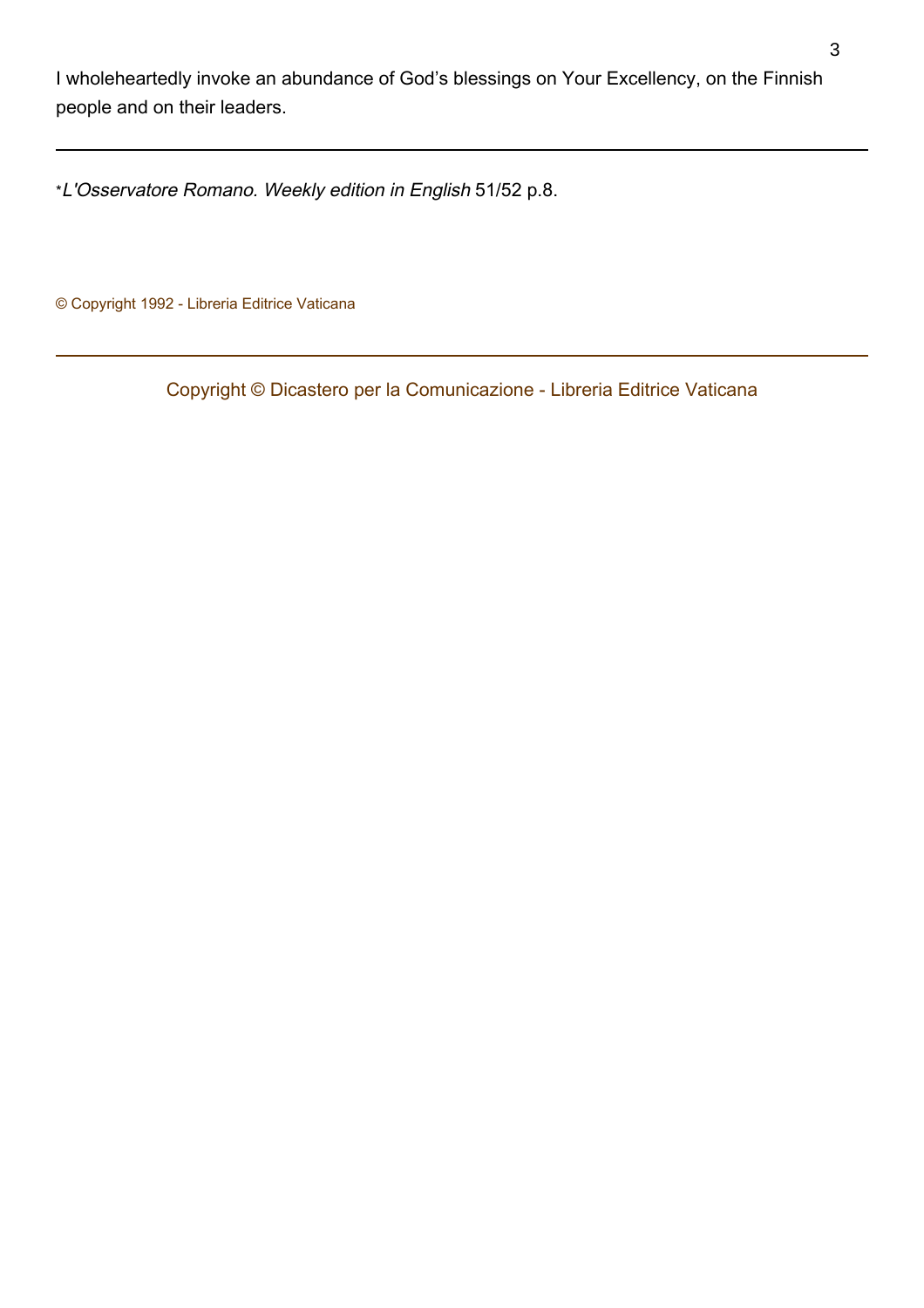I wholeheartedly invoke an abundance of God’s blessings on Your Excellency, on the Finnish people and on their leaders.

---

*[*] L'Osservatore Romano. Weekly edition in English* 51/52 p.8.

© Copyright 1992 - Libreria Editrice Vaticana

---

Copyright © Dicastero per la Comunicazione - Libreria Editrice Vaticana